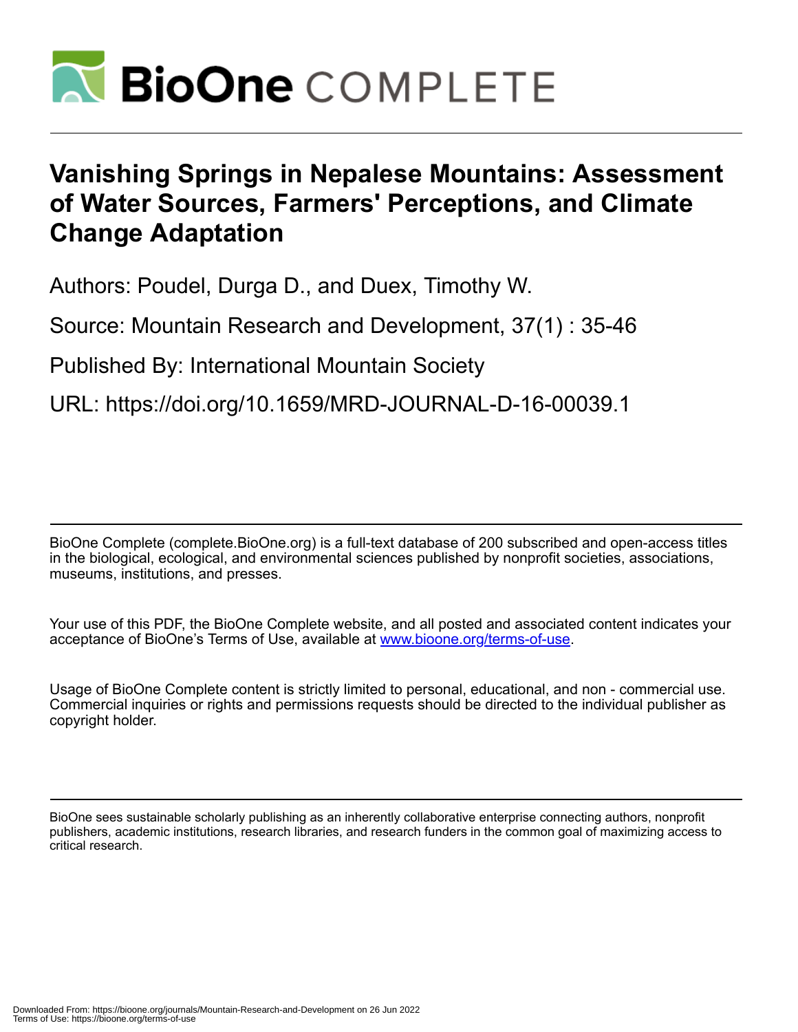# Vanishing Springs in Nepalese Mountains: Assessment of Water Sources, Farmers' Perceptions, and Climate Change Adaptation

Authors: Poudel, Durga D., and Duex, Timothy W.

Source: Mountain Research and Development, 37(1) : 35-46

Published By: International Mountain Society

URL: https://doi.org/10.1659/MRD-JOURNAL-D-16-00039.1

---

BioOne Complete (complete.BioOne.org) is a full-text database of 200 subscribed and open-access titles in the biological, ecological, and environmental sciences published by nonprofit societies, associations, museums, institutions, and presses.

Your use of this PDF, the BioOne Complete website, and all posted and associated content indicates your acceptance of BioOne's Terms of Use, available at www.bioone.org/terms-of-use.

Usage of BioOne Complete content is strictly limited to personal, educational, and non - commercial use. Commercial inquiries or rights and permissions requests should be directed to the individual publisher as copyright holder.

---

BioOne sees sustainable scholarly publishing as an inherently collaborative enterprise connecting authors, nonprofit publishers, academic institutions, research libraries, and research funders in the common goal of maximizing access to critical research.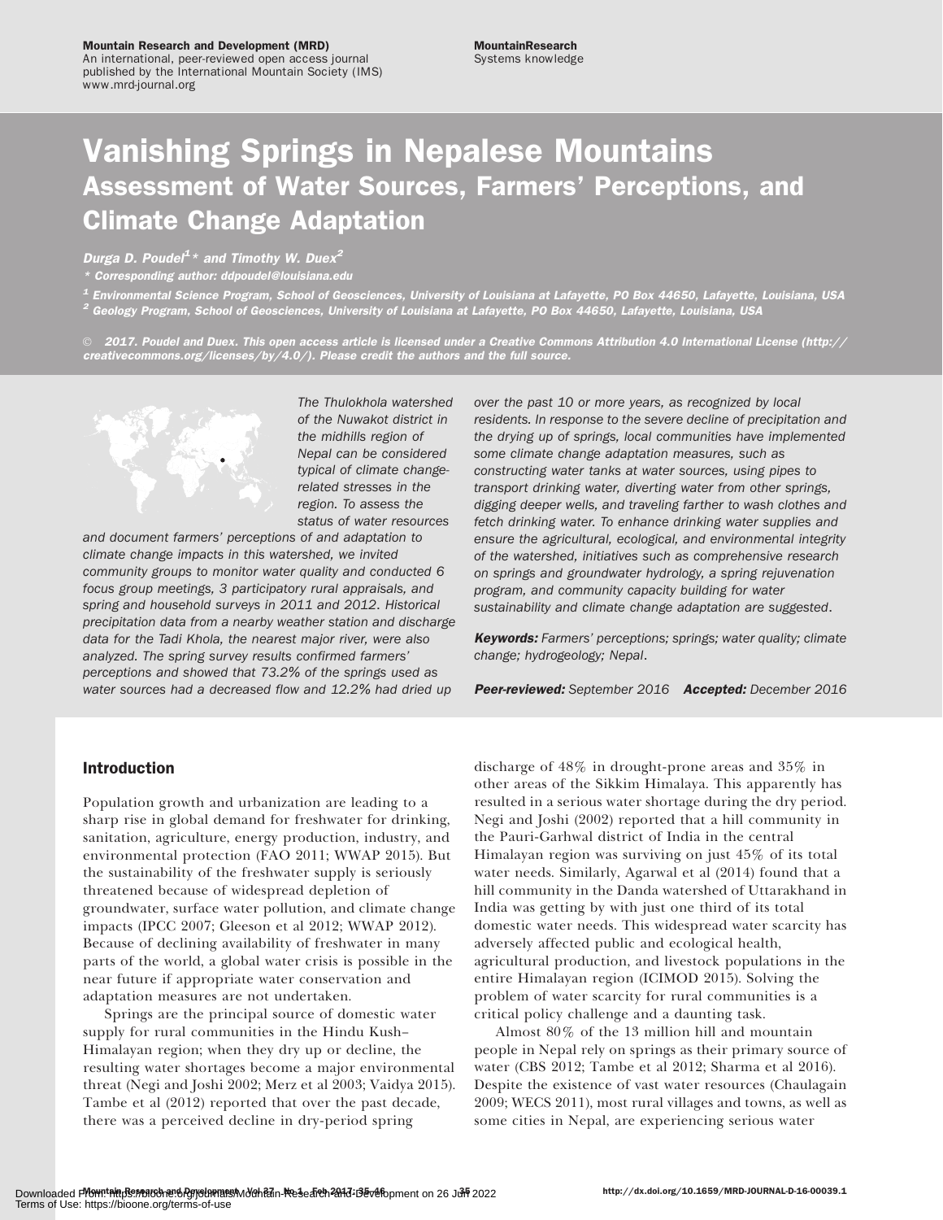Mountain Research and Development (MRD)
An international, peer-reviewed open access journal published by the International Mountain Society (IMS)
www.mrd-journal.org

MountainResearch
Systems knowledge

# Vanishing Springs in Nepalese Mountains

## Assessment of Water Sources, Farmers' Perceptions, and Climate Change Adaptation

*Durga D. Poudel*[1]* *and Timothy W. Duex*[2]

\* Corresponding author: ddpoudel@louisiana.edu

[1] Environmental Science Program, School of Geosciences, University of Louisiana at Lafayette, PO Box 44650, Lafayette, Louisiana, USA
[2] Geology Program, School of Geosciences, University of Louisiana at Lafayette, PO Box 44650, Lafayette, Louisiana, USA

© 2017. Poudel and Duex. This open access article is licensed under a Creative Commons Attribution 4.0 International License (http://creativecommons.org/licenses/by/4.0/). Please credit the authors and the full source.

*The Thulokhola watershed of the Nuwakot district in the midhills region of Nepal can be considered typical of climate change-related stresses in the region. To assess the status of water resources and document farmers' perceptions of and adaptation to climate change impacts in this watershed, we invited community groups to monitor water quality and conducted 6 focus group meetings, 3 participatory rural appraisals, and spring and household surveys in 2011 and 2012. Historical precipitation data from a nearby weather station and discharge data for the Tadi Khola, the nearest major river, were also analyzed. The spring survey results confirmed farmers' perceptions and showed that 73.2% of the springs used as water sources had a decreased flow and 12.2% had dried up over the past 10 or more years, as recognized by local residents. In response to the severe decline of precipitation and the drying up of springs, local communities have implemented some climate change adaptation measures, such as constructing water tanks at water sources, using pipes to transport drinking water, diverting water from other springs, digging deeper wells, and traveling farther to wash clothes and fetch drinking water. To enhance drinking water supplies and ensure the agricultural, ecological, and environmental integrity of the watershed, initiatives such as comprehensive research on springs and groundwater hydrology, a spring rejuvenation program, and community capacity building for water sustainability and climate change adaptation are suggested.*

***Keywords:*** *Farmers' perceptions; springs; water quality; climate change; hydrogeology; Nepal.*

***Peer-reviewed:*** *September 2016* ***Accepted:*** *December 2016*

## Introduction

Population growth and urbanization are leading to a sharp rise in global demand for freshwater for drinking, sanitation, agriculture, energy production, industry, and environmental protection (FAO 2011; WWAP 2015). But the sustainability of the freshwater supply is seriously threatened because of widespread depletion of groundwater, surface water pollution, and climate change impacts (IPCC 2007; Gleeson et al 2012; WWAP 2012). Because of declining availability of freshwater in many parts of the world, a global water crisis is possible in the near future if appropriate water conservation and adaptation measures are not undertaken.

Springs are the principal source of domestic water supply for rural communities in the Hindu Kush–Himalayan region; when they dry up or decline, the resulting water shortages become a major environmental threat (Negi and Joshi 2002; Merz et al 2003; Vaidya 2015). Tambe et al (2012) reported that over the past decade, there was a perceived decline in dry-period spring discharge of 48% in drought-prone areas and 35% in other areas of the Sikkim Himalaya. This apparently has resulted in a serious water shortage during the dry period. Negi and Joshi (2002) reported that a hill community in the Pauri-Garhwal district of India in the central Himalayan region was surviving on just 45% of its total water needs. Similarly, Agarwal et al (2014) found that a hill community in the Danda watershed of Uttarakhand in India was getting by with just one third of its total domestic water needs. This widespread water scarcity has adversely affected public and ecological health, agricultural production, and livestock populations in the entire Himalayan region (ICIMOD 2015). Solving the problem of water scarcity for rural communities is a critical policy challenge and a daunting task.

Almost 80% of the 13 million hill and mountain people in Nepal rely on springs as their primary source of water (CBS 2012; Tambe et al 2012; Sharma et al 2016). Despite the existence of vast water resources (Chaulagain 2009; WECS 2011), most rural villages and towns, as well as some cities in Nepal, are experiencing serious water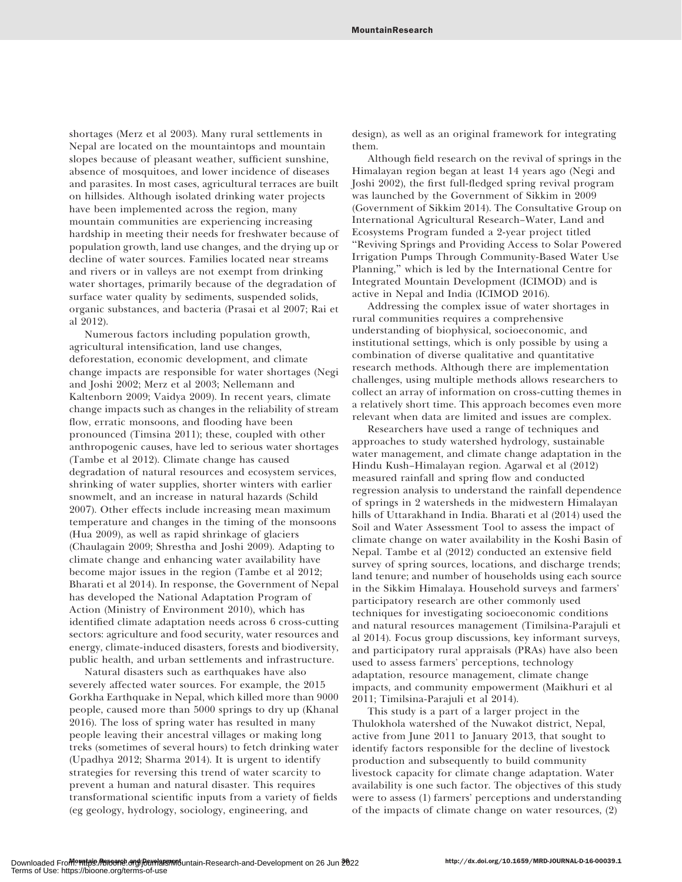shortages (Merz et al 2003). Many rural settlements in Nepal are located on the mountaintops and mountain slopes because of pleasant weather, sufficient sunshine, absence of mosquitoes, and lower incidence of diseases and parasites. In most cases, agricultural terraces are built on hillsides. Although isolated drinking water projects have been implemented across the region, many mountain communities are experiencing increasing hardship in meeting their needs for freshwater because of population growth, land use changes, and the drying up or decline of water sources. Families located near streams and rivers or in valleys are not exempt from drinking water shortages, primarily because of the degradation of surface water quality by sediments, suspended solids, organic substances, and bacteria (Prasai et al 2007; Rai et al 2012).

Numerous factors including population growth, agricultural intensification, land use changes, deforestation, economic development, and climate change impacts are responsible for water shortages (Negi and Joshi 2002; Merz et al 2003; Nellemann and Kaltenborn 2009; Vaidya 2009). In recent years, climate change impacts such as changes in the reliability of stream flow, erratic monsoons, and flooding have been pronounced (Timsina 2011); these, coupled with other anthropogenic causes, have led to serious water shortages (Tambe et al 2012). Climate change has caused degradation of natural resources and ecosystem services, shrinking of water supplies, shorter winters with earlier snowmelt, and an increase in natural hazards (Schild 2007). Other effects include increasing mean maximum temperature and changes in the timing of the monsoons (Hua 2009), as well as rapid shrinkage of glaciers (Chaulagain 2009; Shrestha and Joshi 2009). Adapting to climate change and enhancing water availability have become major issues in the region (Tambe et al 2012; Bharati et al 2014). In response, the Government of Nepal has developed the National Adaptation Program of Action (Ministry of Environment 2010), which has identified climate adaptation needs across 6 cross-cutting sectors: agriculture and food security, water resources and energy, climate-induced disasters, forests and biodiversity, public health, and urban settlements and infrastructure.

Natural disasters such as earthquakes have also severely affected water sources. For example, the 2015 Gorkha Earthquake in Nepal, which killed more than 9000 people, caused more than 5000 springs to dry up (Khanal 2016). The loss of spring water has resulted in many people leaving their ancestral villages or making long treks (sometimes of several hours) to fetch drinking water (Upadhya 2012; Sharma 2014). It is urgent to identify strategies for reversing this trend of water scarcity to prevent a human and natural disaster. This requires transformational scientific inputs from a variety of fields (eg geology, hydrology, sociology, engineering, and design), as well as an original framework for integrating them.

Although field research on the revival of springs in the Himalayan region began at least 14 years ago (Negi and Joshi 2002), the first full-fledged spring revival program was launched by the Government of Sikkim in 2009 (Government of Sikkim 2014). The Consultative Group on International Agricultural Research–Water, Land and Ecosystems Program funded a 2-year project titled "Reviving Springs and Providing Access to Solar Powered Irrigation Pumps Through Community-Based Water Use Planning," which is led by the International Centre for Integrated Mountain Development (ICIMOD) and is active in Nepal and India (ICIMOD 2016).

Addressing the complex issue of water shortages in rural communities requires a comprehensive understanding of biophysical, socioeconomic, and institutional settings, which is only possible by using a combination of diverse qualitative and quantitative research methods. Although there are implementation challenges, using multiple methods allows researchers to collect an array of information on cross-cutting themes in a relatively short time. This approach becomes even more relevant when data are limited and issues are complex.

Researchers have used a range of techniques and approaches to study watershed hydrology, sustainable water management, and climate change adaptation in the Hindu Kush–Himalayan region. Agarwal et al (2012) measured rainfall and spring flow and conducted regression analysis to understand the rainfall dependence of springs in 2 watersheds in the midwestern Himalayan hills of Uttarakhand in India. Bharati et al (2014) used the Soil and Water Assessment Tool to assess the impact of climate change on water availability in the Koshi Basin of Nepal. Tambe et al (2012) conducted an extensive field survey of spring sources, locations, and discharge trends; land tenure; and number of households using each source in the Sikkim Himalaya. Household surveys and farmers' participatory research are other commonly used techniques for investigating socioeconomic conditions and natural resources management (Timilsina-Parajuli et al 2014). Focus group discussions, key informant surveys, and participatory rural appraisals (PRAs) have also been used to assess farmers' perceptions, technology adaptation, resource management, climate change impacts, and community empowerment (Maikhuri et al 2011; Timilsina-Parajuli et al 2014).

This study is a part of a larger project in the Thulokhola watershed of the Nuwakot district, Nepal, active from June 2011 to January 2013, that sought to identify factors responsible for the decline of livestock production and subsequently to build community livestock capacity for climate change adaptation. Water availability is one such factor. The objectives of this study were to assess (1) farmers' perceptions and understanding of the impacts of climate change on water resources, (2)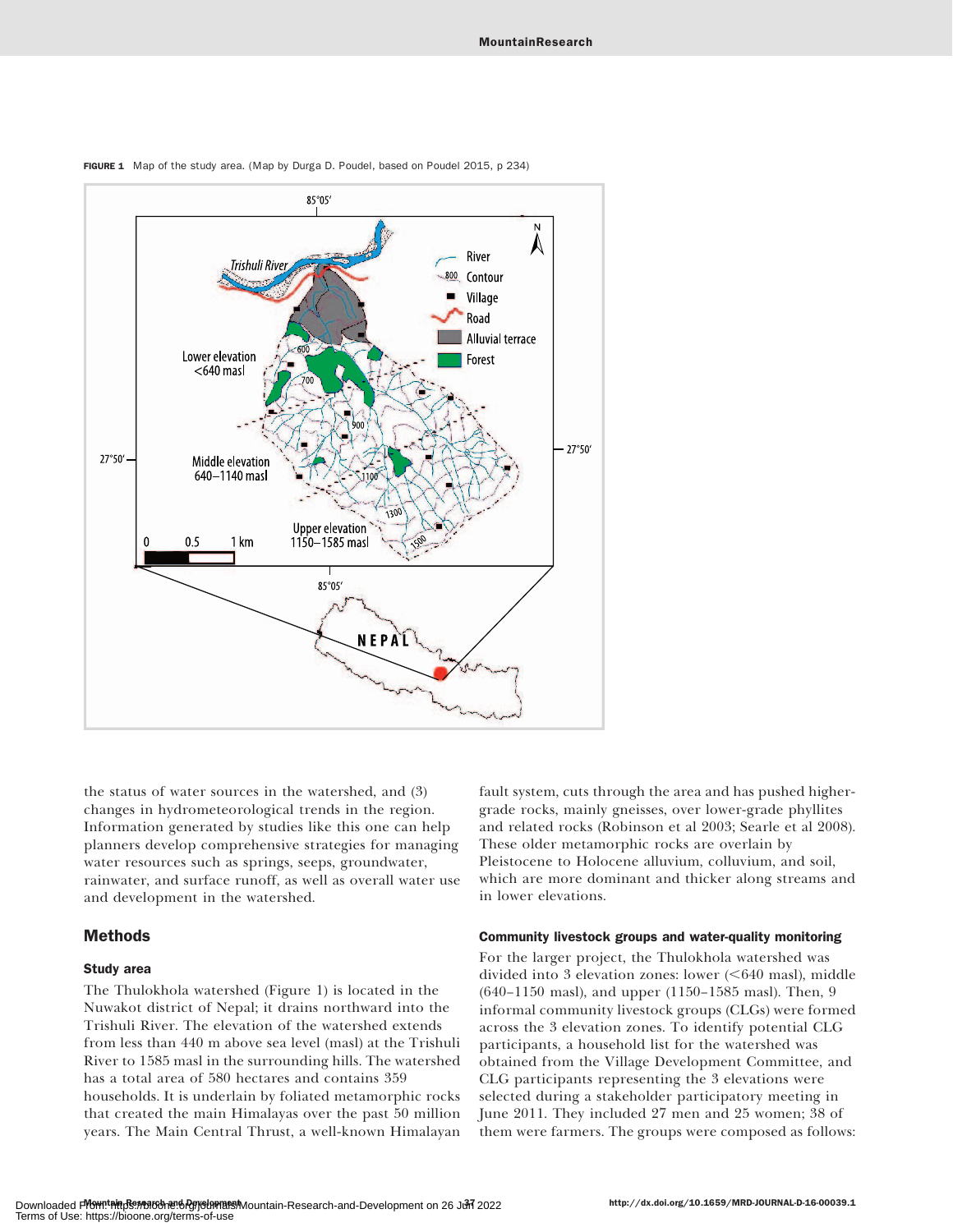FIGURE 1 Map of the study area. (Map by Durga D. Poudel, based on Poudel 2015, p 234)

the status of water sources in the watershed, and (3) changes in hydrometeorological trends in the region. Information generated by studies like this one can help planners develop comprehensive strategies for managing water resources such as springs, seeps, groundwater, rainwater, and surface runoff, as well as overall water use and development in the watershed.

## Methods

### Study area

The Thulokhola watershed (Figure 1) is located in the Nuwakot district of Nepal; it drains northward into the Trishuli River. The elevation of the watershed extends from less than 440 m above sea level (masl) at the Trishuli River to 1585 masl in the surrounding hills. The watershed has a total area of 580 hectares and contains 359 households. It is underlain by foliated metamorphic rocks that created the main Himalayas over the past 50 million years. The Main Central Thrust, a well-known Himalayan fault system, cuts through the area and has pushed higher-grade rocks, mainly gneisses, over lower-grade phyllites and related rocks (Robinson et al 2003; Searle et al 2008). These older metamorphic rocks are overlain by Pleistocene to Holocene alluvium, colluvium, and soil, which are more dominant and thicker along streams and in lower elevations.

### Community livestock groups and water-quality monitoring

For the larger project, the Thulokhola watershed was divided into 3 elevation zones: lower (<640 masl), middle (640–1150 masl), and upper (1150–1585 masl). Then, 9 informal community livestock groups (CLGs) were formed across the 3 elevation zones. To identify potential CLG participants, a household list for the watershed was obtained from the Village Development Committee, and CLG participants representing the 3 elevations were selected during a stakeholder participatory meeting in June 2011. They included 27 men and 25 women; 38 of them were farmers. The groups were composed as follows: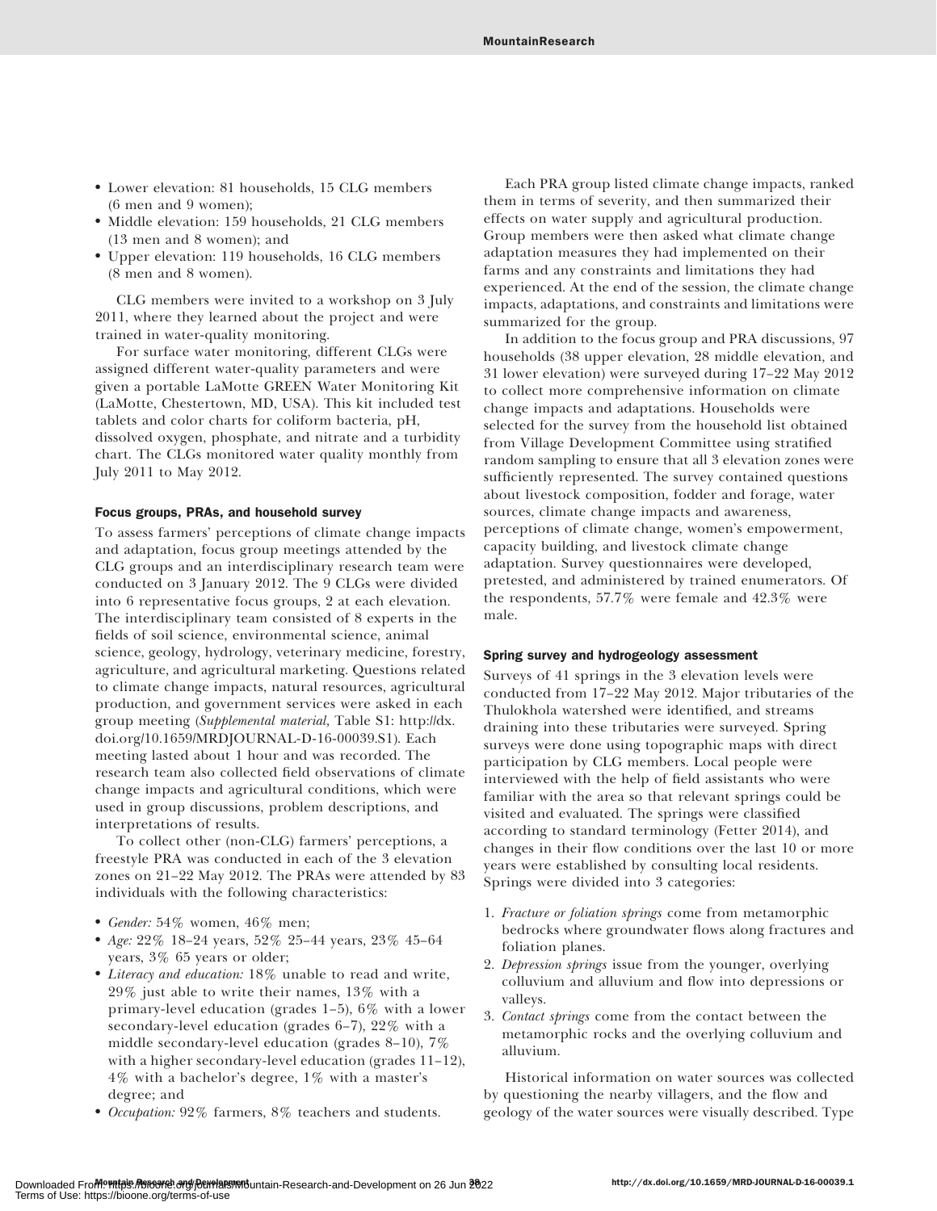- Lower elevation: 81 households, 15 CLG members (6 men and 9 women);
- Middle elevation: 159 households, 21 CLG members (13 men and 8 women); and
- Upper elevation: 119 households, 16 CLG members (8 men and 8 women).

CLG members were invited to a workshop on 3 July 2011, where they learned about the project and were trained in water-quality monitoring.

For surface water monitoring, different CLGs were assigned different water-quality parameters and were given a portable LaMotte GREEN Water Monitoring Kit (LaMotte, Chestertown, MD, USA). This kit included test tablets and color charts for coliform bacteria, pH, dissolved oxygen, phosphate, and nitrate and a turbidity chart. The CLGs monitored water quality monthly from July 2011 to May 2012.

### Focus groups, PRAs, and household survey

To assess farmers' perceptions of climate change impacts and adaptation, focus group meetings attended by the CLG groups and an interdisciplinary research team were conducted on 3 January 2012. The 9 CLGs were divided into 6 representative focus groups, 2 at each elevation. The interdisciplinary team consisted of 8 experts in the fields of soil science, environmental science, animal science, geology, hydrology, veterinary medicine, forestry, agriculture, and agricultural marketing. Questions related to climate change impacts, natural resources, agricultural production, and government services were asked in each group meeting (*Supplemental material,* Table S1: http://dx.doi.org/10.1659/MRDJOURNAL-D-16-00039.S1). Each meeting lasted about 1 hour and was recorded. The research team also collected field observations of climate change impacts and agricultural conditions, which were used in group discussions, problem descriptions, and interpretations of results.

To collect other (non-CLG) farmers' perceptions, a freestyle PRA was conducted in each of the 3 elevation zones on 21–22 May 2012. The PRAs were attended by 83 individuals with the following characteristics:

- *Gender:* 54% women, 46% men;
- *Age:* 22% 18–24 years, 52% 25–44 years, 23% 45–64 years, 3% 65 years or older;
- *Literacy and education:* 18% unable to read and write, 29% just able to write their names, 13% with a primary-level education (grades 1–5), 6% with a lower secondary-level education (grades 6–7), 22% with a middle secondary-level education (grades 8–10), 7% with a higher secondary-level education (grades 11–12), 4% with a bachelor's degree, 1% with a master's degree; and
- *Occupation:* 92% farmers, 8% teachers and students.

Each PRA group listed climate change impacts, ranked them in terms of severity, and then summarized their effects on water supply and agricultural production. Group members were then asked what climate change adaptation measures they had implemented on their farms and any constraints and limitations they had experienced. At the end of the session, the climate change impacts, adaptations, and constraints and limitations were summarized for the group.

In addition to the focus group and PRA discussions, 97 households (38 upper elevation, 28 middle elevation, and 31 lower elevation) were surveyed during 17–22 May 2012 to collect more comprehensive information on climate change impacts and adaptations. Households were selected for the survey from the household list obtained from Village Development Committee using stratified random sampling to ensure that all 3 elevation zones were sufficiently represented. The survey contained questions about livestock composition, fodder and forage, water sources, climate change impacts and awareness, perceptions of climate change, women's empowerment, capacity building, and livestock climate change adaptation. Survey questionnaires were developed, pretested, and administered by trained enumerators. Of the respondents, 57.7% were female and 42.3% were male.

### Spring survey and hydrogeology assessment

Surveys of 41 springs in the 3 elevation levels were conducted from 17–22 May 2012. Major tributaries of the Thulokhola watershed were identified, and streams draining into these tributaries were surveyed. Spring surveys were done using topographic maps with direct participation by CLG members. Local people were interviewed with the help of field assistants who were familiar with the area so that relevant springs could be visited and evaluated. The springs were classified according to standard terminology (Fetter 2014), and changes in their flow conditions over the last 10 or more years were established by consulting local residents. Springs were divided into 3 categories:

1. *Fracture or foliation springs* come from metamorphic bedrocks where groundwater flows along fractures and foliation planes.
2. *Depression springs* issue from the younger, overlying colluvium and alluvium and flow into depressions or valleys.
3. *Contact springs* come from the contact between the metamorphic rocks and the overlying colluvium and alluvium.

Historical information on water sources was collected by questioning the nearby villagers, and the flow and geology of the water sources were visually described. Type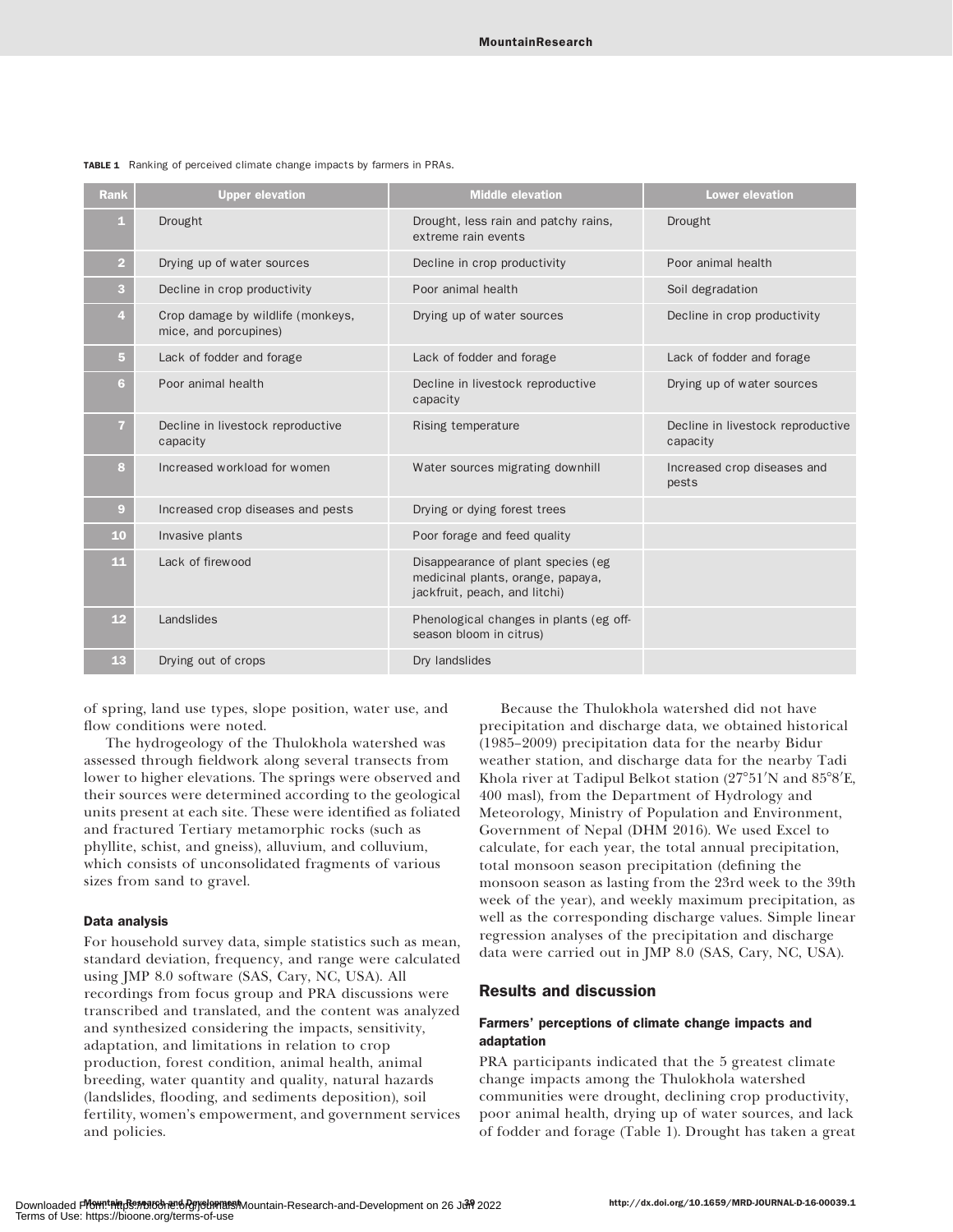**TABLE 1** Ranking of perceived climate change impacts by farmers in PRAs.

| Rank | Upper elevation | Middle elevation | Lower elevation |
|---|---|---|---|
| 1 | Drought | Drought, less rain and patchy rains, extreme rain events | Drought |
| 2 | Drying up of water sources | Decline in crop productivity | Poor animal health |
| 3 | Decline in crop productivity | Poor animal health | Soil degradation |
| 4 | Crop damage by wildlife (monkeys, mice, and porcupines) | Drying up of water sources | Decline in crop productivity |
| 5 | Lack of fodder and forage | Lack of fodder and forage | Lack of fodder and forage |
| 6 | Poor animal health | Decline in livestock reproductive capacity | Drying up of water sources |
| 7 | Decline in livestock reproductive capacity | Rising temperature | Decline in livestock reproductive capacity |
| 8 | Increased workload for women | Water sources migrating downhill | Increased crop diseases and pests |
| 9 | Increased crop diseases and pests | Drying or dying forest trees | |
| 10 | Invasive plants | Poor forage and feed quality | |
| 11 | Lack of firewood | Disappearance of plant species (eg medicinal plants, orange, papaya, jackfruit, peach, and litchi) | |
| 12 | Landslides | Phenological changes in plants (eg off-season bloom in citrus) | |
| 13 | Drying out of crops | Dry landslides | |

of spring, land use types, slope position, water use, and flow conditions were noted.

The hydrogeology of the Thulokhola watershed was assessed through fieldwork along several transects from lower to higher elevations. The springs were observed and their sources were determined according to the geological units present at each site. These were identified as foliated and fractured Tertiary metamorphic rocks (such as phyllite, schist, and gneiss), alluvium, and colluvium, which consists of unconsolidated fragments of various sizes from sand to gravel.

### Data analysis

For household survey data, simple statistics such as mean, standard deviation, frequency, and range were calculated using JMP 8.0 software (SAS, Cary, NC, USA). All recordings from focus group and PRA discussions were transcribed and translated, and the content was analyzed and synthesized considering the impacts, sensitivity, adaptation, and limitations in relation to crop production, forest condition, animal health, animal breeding, water quantity and quality, natural hazards (landslides, flooding, and sediments deposition), soil fertility, women's empowerment, and government services and policies.

Because the Thulokhola watershed did not have precipitation and discharge data, we obtained historical (1985–2009) precipitation data for the nearby Bidur weather station, and discharge data for the nearby Tadi Khola river at Tadipul Belkot station (27°51′N and 85°8′E, 400 masl), from the Department of Hydrology and Meteorology, Ministry of Population and Environment, Government of Nepal (DHM 2016). We used Excel to calculate, for each year, the total annual precipitation, total monsoon season precipitation (defining the monsoon season as lasting from the 23rd week to the 39th week of the year), and weekly maximum precipitation, as well as the corresponding discharge values. Simple linear regression analyses of the precipitation and discharge data were carried out in JMP 8.0 (SAS, Cary, NC, USA).

## Results and discussion

### Farmers' perceptions of climate change impacts and adaptation

PRA participants indicated that the 5 greatest climate change impacts among the Thulokhola watershed communities were drought, declining crop productivity, poor animal health, drying up of water sources, and lack of fodder and forage (Table 1). Drought has taken a great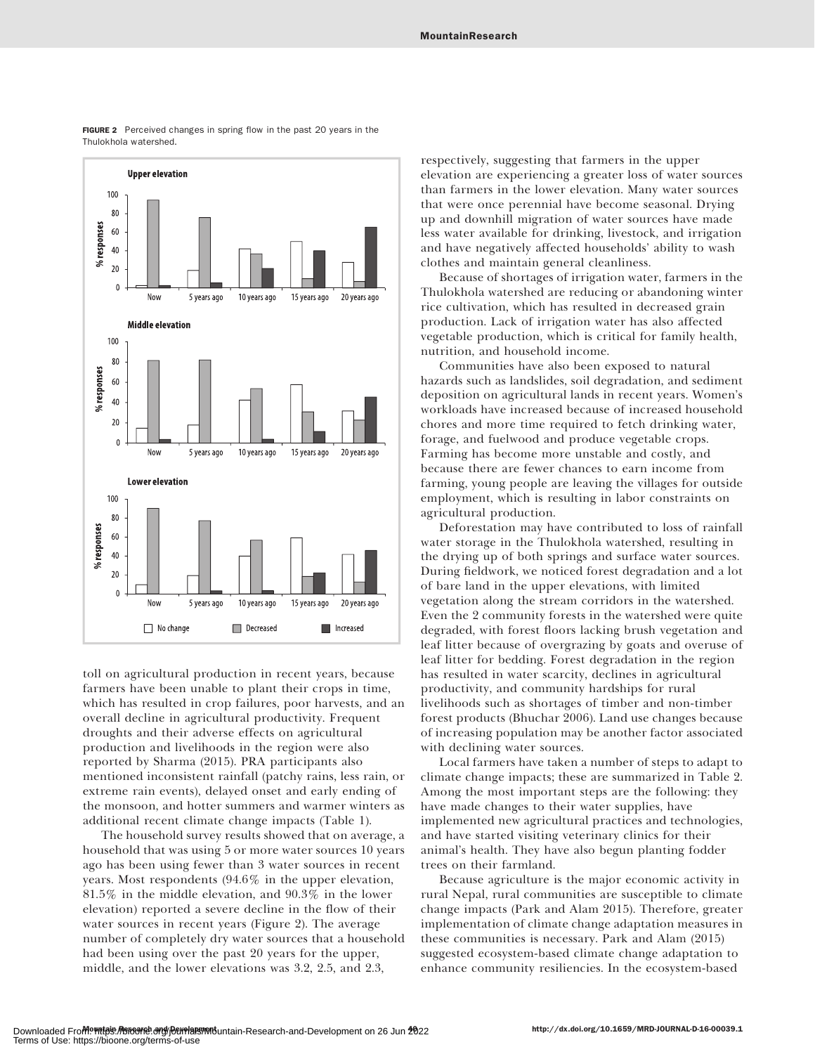FIGURE 2 Perceived changes in spring flow in the past 20 years in the Thulokhola watershed.

Upper elevation

100
80
60
40
20
0

% responses

Now 5 years ago 10 years ago 15 years ago 20 years ago

Middle elevation

100
80
60
40
20
0

% responses

Now 5 years ago 10 years ago 15 years ago 20 years ago

Lower elevation

100
80
60
40
20
0

% responses

Now 5 years ago 10 years ago 15 years ago 20 years ago

No change Decreased Increased

toll on agricultural production in recent years, because farmers have been unable to plant their crops in time, which has resulted in crop failures, poor harvests, and an overall decline in agricultural productivity. Frequent droughts and their adverse effects on agricultural production and livelihoods in the region were also reported by Sharma (2015). PRA participants also mentioned inconsistent rainfall (patchy rains, less rain, or extreme rain events), delayed onset and early ending of the monsoon, and hotter summers and warmer winters as additional recent climate change impacts (Table 1).

The household survey results showed that on average, a household that was using 5 or more water sources 10 years ago has been using fewer than 3 water sources in recent years. Most respondents (94.6% in the upper elevation, 81.5% in the middle elevation, and 90.3% in the lower elevation) reported a severe decline in the flow of their water sources in recent years (Figure 2). The average number of completely dry water sources that a household had been using over the past 20 years for the upper, middle, and the lower elevations was 3.2, 2.5, and 2.3, respectively, suggesting that farmers in the upper elevation are experiencing a greater loss of water sources than farmers in the lower elevation. Many water sources that were once perennial have become seasonal. Drying up and downhill migration of water sources have made less water available for drinking, livestock, and irrigation and have negatively affected households' ability to wash clothes and maintain general cleanliness.

Because of shortages of irrigation water, farmers in the Thulokhola watershed are reducing or abandoning winter rice cultivation, which has resulted in decreased grain production. Lack of irrigation water has also affected vegetable production, which is critical for family health, nutrition, and household income.

Communities have also been exposed to natural hazards such as landslides, soil degradation, and sediment deposition on agricultural lands in recent years. Women's workloads have increased because of increased household chores and more time required to fetch drinking water, forage, and fuelwood and produce vegetable crops. Farming has become more unstable and costly, and because there are fewer chances to earn income from farming, young people are leaving the villages for outside employment, which is resulting in labor constraints on agricultural production.

Deforestation may have contributed to loss of rainfall water storage in the Thulokhola watershed, resulting in the drying up of both springs and surface water sources. During fieldwork, we noticed forest degradation and a lot of bare land in the upper elevations, with limited vegetation along the stream corridors in the watershed. Even the 2 community forests in the watershed were quite degraded, with forest floors lacking brush vegetation and leaf litter because of overgrazing by goats and overuse of leaf litter for bedding. Forest degradation in the region has resulted in water scarcity, declines in agricultural productivity, and community hardships for rural livelihoods such as shortages of timber and non-timber forest products (Bhuchar 2006). Land use changes because of increasing population may be another factor associated with declining water sources.

Local farmers have taken a number of steps to adapt to climate change impacts; these are summarized in Table 2. Among the most important steps are the following: they have made changes to their water supplies, have implemented new agricultural practices and technologies, and have started visiting veterinary clinics for their animal's health. They have also begun planting fodder trees on their farmland.

Because agriculture is the major economic activity in rural Nepal, rural communities are susceptible to climate change impacts (Park and Alam 2015). Therefore, greater implementation of climate change adaptation measures in these communities is necessary. Park and Alam (2015) suggested ecosystem-based climate change adaptation to enhance community resiliencies. In the ecosystem-based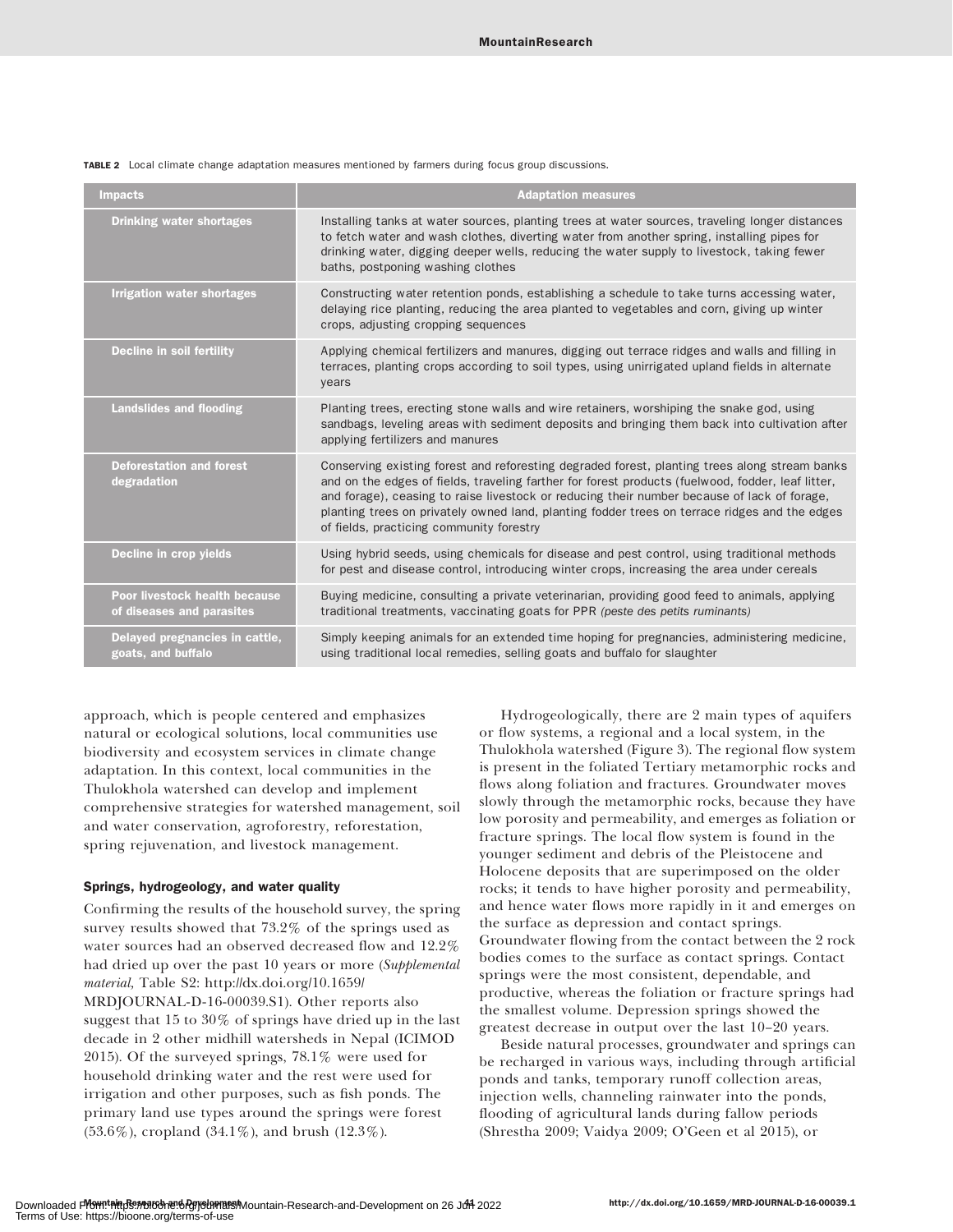**TABLE 2** Local climate change adaptation measures mentioned by farmers during focus group discussions.

| Impacts | Adaptation measures |
|---|---|
| Drinking water shortages | Installing tanks at water sources, planting trees at water sources, traveling longer distances to fetch water and wash clothes, diverting water from another spring, installing pipes for drinking water, digging deeper wells, reducing the water supply to livestock, taking fewer baths, postponing washing clothes |
| Irrigation water shortages | Constructing water retention ponds, establishing a schedule to take turns accessing water, delaying rice planting, reducing the area planted to vegetables and corn, giving up winter crops, adjusting cropping sequences |
| Decline in soil fertility | Applying chemical fertilizers and manures, digging out terrace ridges and walls and filling in terraces, planting crops according to soil types, using unirrigated upland fields in alternate years |
| Landslides and flooding | Planting trees, erecting stone walls and wire retainers, worshiping the snake god, using sandbags, leveling areas with sediment deposits and bringing them back into cultivation after applying fertilizers and manures |
| Deforestation and forest degradation | Conserving existing forest and reforesting degraded forest, planting trees along stream banks and on the edges of fields, traveling farther for forest products (fuelwood, fodder, leaf litter, and forage), ceasing to raise livestock or reducing their number because of lack of forage, planting trees on privately owned land, planting fodder trees on terrace ridges and the edges of fields, practicing community forestry |
| Decline in crop yields | Using hybrid seeds, using chemicals for disease and pest control, using traditional methods for pest and disease control, introducing winter crops, increasing the area under cereals |
| Poor livestock health because of diseases and parasites | Buying medicine, consulting a private veterinarian, providing good feed to animals, applying traditional treatments, vaccinating goats for PPR *(peste des petits ruminants)* |
| Delayed pregnancies in cattle, goats, and buffalo | Simply keeping animals for an extended time hoping for pregnancies, administering medicine, using traditional local remedies, selling goats and buffalo for slaughter |

approach, which is people centered and emphasizes natural or ecological solutions, local communities use biodiversity and ecosystem services in climate change adaptation. In this context, local communities in the Thulokhola watershed can develop and implement comprehensive strategies for watershed management, soil and water conservation, agroforestry, reforestation, spring rejuvenation, and livestock management.

### Springs, hydrogeology, and water quality

Confirming the results of the household survey, the spring survey results showed that 73.2% of the springs used as water sources had an observed decreased flow and 12.2% had dried up over the past 10 years or more (*Supplemental material,* Table S2: http://dx.doi.org/10.1659/MRDJOURNAL-D-16-00039.S1). Other reports also suggest that 15 to 30% of springs have dried up in the last decade in 2 other midhill watersheds in Nepal (ICIMOD 2015). Of the surveyed springs, 78.1% were used for household drinking water and the rest were used for irrigation and other purposes, such as fish ponds. The primary land use types around the springs were forest (53.6%), cropland (34.1%), and brush (12.3%).

Hydrogeologically, there are 2 main types of aquifers or flow systems, a regional and a local system, in the Thulokhola watershed (Figure 3). The regional flow system is present in the foliated Tertiary metamorphic rocks and flows along foliation and fractures. Groundwater moves slowly through the metamorphic rocks, because they have low porosity and permeability, and emerges as foliation or fracture springs. The local flow system is found in the younger sediment and debris of the Pleistocene and Holocene deposits that are superimposed on the older rocks; it tends to have higher porosity and permeability, and hence water flows more rapidly in it and emerges on the surface as depression and contact springs. Groundwater flowing from the contact between the 2 rock bodies comes to the surface as contact springs. Contact springs were the most consistent, dependable, and productive, whereas the foliation or fracture springs had the smallest volume. Depression springs showed the greatest decrease in output over the last 10–20 years.

Beside natural processes, groundwater and springs can be recharged in various ways, including through artificial ponds and tanks, temporary runoff collection areas, injection wells, channeling rainwater into the ponds, flooding of agricultural lands during fallow periods (Shrestha 2009; Vaidya 2009; O'Geen et al 2015), or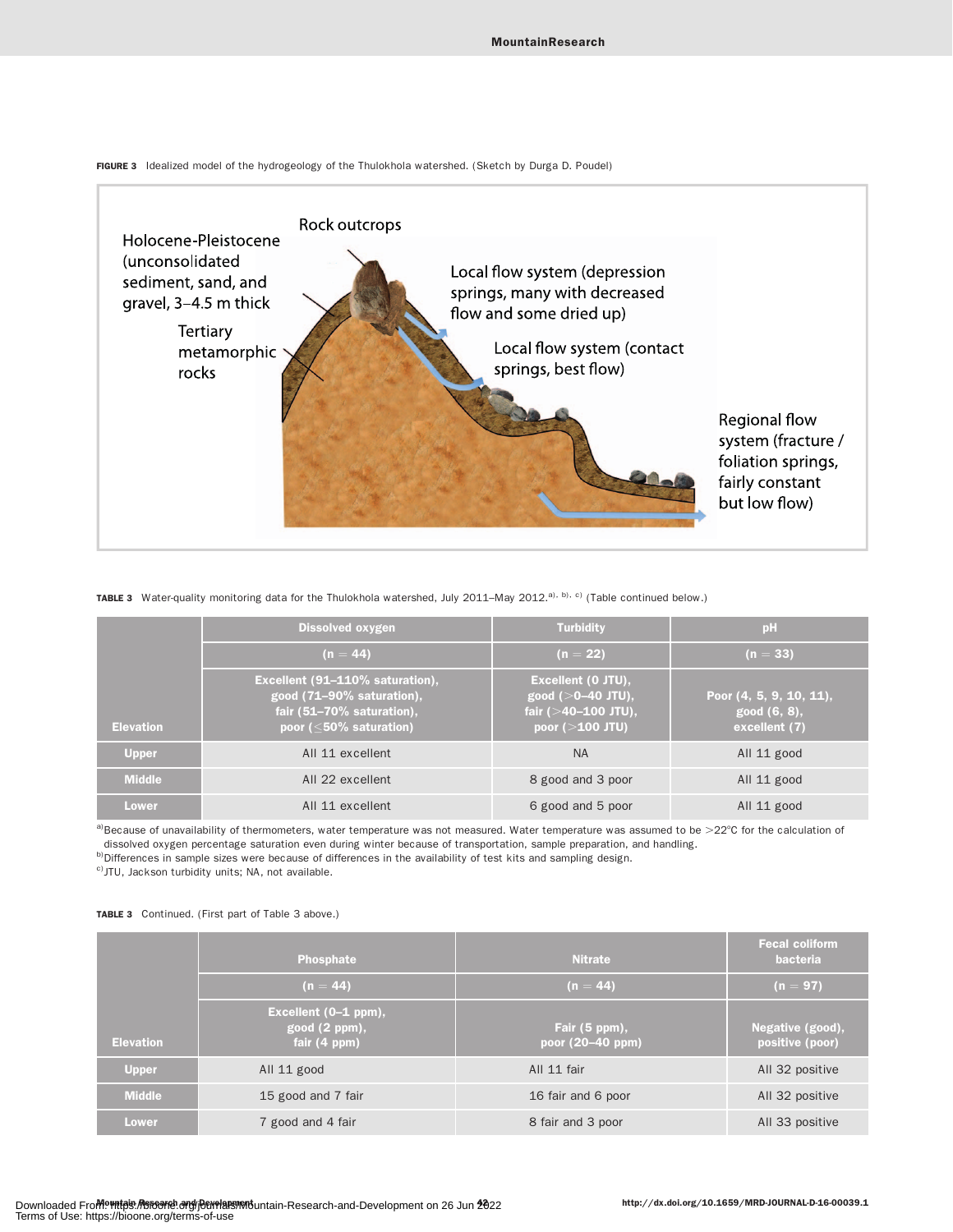**FIGURE 3** Idealized model of the hydrogeology of the Thulokhola watershed. (Sketch by Durga D. Poudel)

**TABLE 3** Water-quality monitoring data for the Thulokhola watershed, July 2011–May 2012.[a), b), c)] (Table continued below.)

| Elevation | Dissolved oxygen | Turbidity | pH |
|---|---|---|---|
| | (n = 44) | (n = 22) | (n = 33) |
| | Excellent (91–110% saturation), good (71–90% saturation), fair (51–70% saturation), poor (≤50% saturation) | Excellent (0 JTU), good (>0–40 JTU), fair (>40–100 JTU), poor (>100 JTU) | Poor (4, 5, 9, 10, 11), good (6, 8), excellent (7) |
| Upper | All 11 excellent | NA | All 11 good |
| Middle | All 22 excellent | 8 good and 3 poor | All 11 good |
| Lower | All 11 excellent | 6 good and 5 poor | All 11 good |

[a)]Because of unavailability of thermometers, water temperature was not measured. Water temperature was assumed to be >22°C for the calculation of dissolved oxygen percentage saturation even during winter because of transportation, sample preparation, and handling.
[b)]Differences in sample sizes were because of differences in the availability of test kits and sampling design.
[c)]JTU, Jackson turbidity units; NA, not available.

**TABLE 3** Continued. (First part of Table 3 above.)

| Elevation | Phosphate | Nitrate | Fecal coliform bacteria |
|---|---|---|---|
| | (n = 44) | (n = 44) | (n = 97) |
| | Excellent (0–1 ppm), good (2 ppm), fair (4 ppm) | Fair (5 ppm), poor (20–40 ppm) | Negative (good), positive (poor) |
| Upper | All 11 good | All 11 fair | All 32 positive |
| Middle | 15 good and 7 fair | 16 fair and 6 poor | All 32 positive |
| Lower | 7 good and 4 fair | 8 fair and 3 poor | All 33 positive |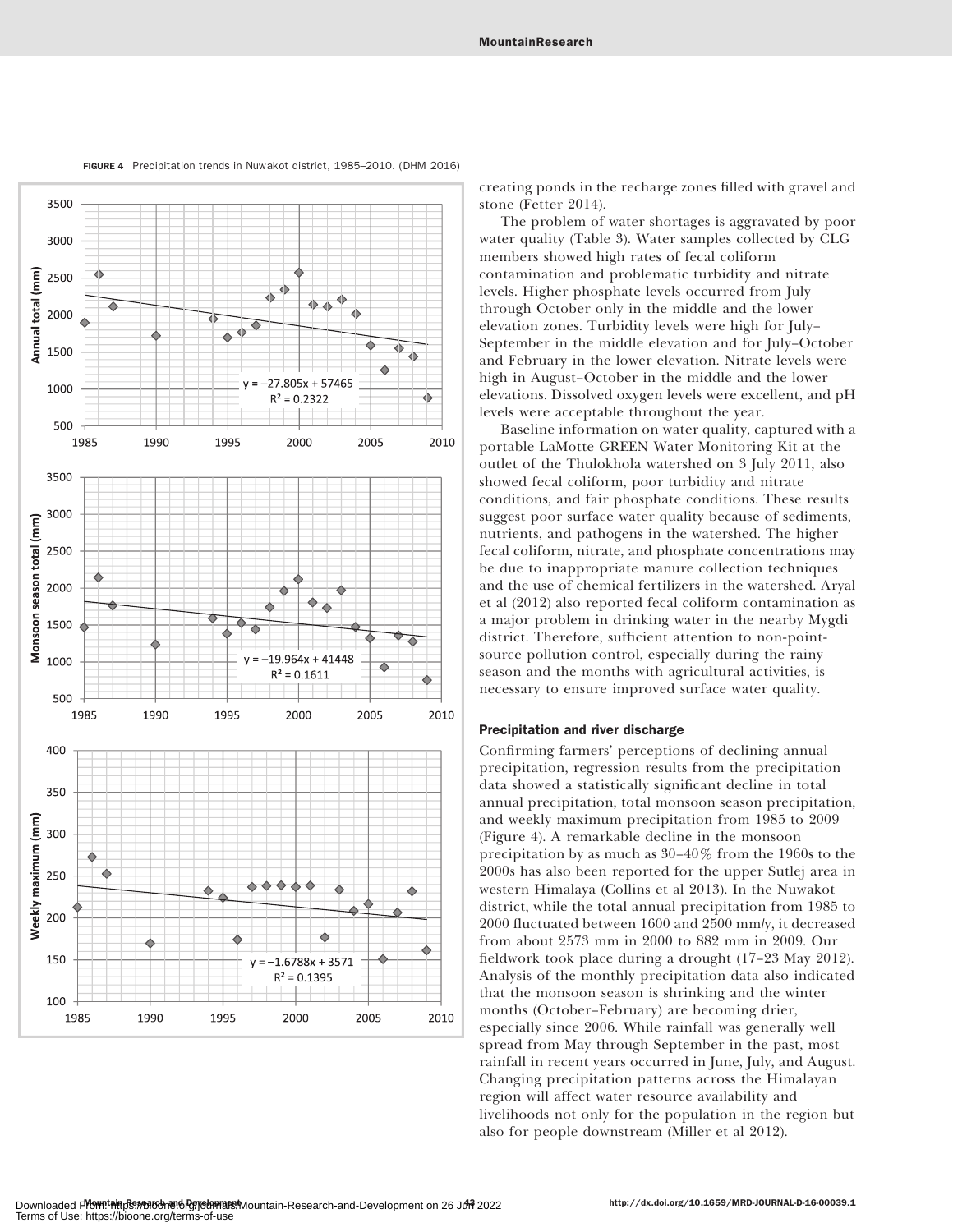FIGURE 4 Precipitation trends in Nuwakot district, 1985–2010. (DHM 2016)

creating ponds in the recharge zones filled with gravel and stone (Fetter 2014).

The problem of water shortages is aggravated by poor water quality (Table 3). Water samples collected by CLG members showed high rates of fecal coliform contamination and problematic turbidity and nitrate levels. Higher phosphate levels occurred from July through October only in the middle and the lower elevation zones. Turbidity levels were high for July–September in the middle elevation and for July–October and February in the lower elevation. Nitrate levels were high in August–October in the middle and the lower elevations. Dissolved oxygen levels were excellent, and pH levels were acceptable throughout the year.

Baseline information on water quality, captured with a portable LaMotte GREEN Water Monitoring Kit at the outlet of the Thulokhola watershed on 3 July 2011, also showed fecal coliform, poor turbidity and nitrate conditions, and fair phosphate conditions. These results suggest poor surface water quality because of sediments, nutrients, and pathogens in the watershed. The higher fecal coliform, nitrate, and phosphate concentrations may be due to inappropriate manure collection techniques and the use of chemical fertilizers in the watershed. Aryal et al (2012) also reported fecal coliform contamination as a major problem in drinking water in the nearby Mygdi district. Therefore, sufficient attention to non-point-source pollution control, especially during the rainy season and the months with agricultural activities, is necessary to ensure improved surface water quality.

### Precipitation and river discharge

Confirming farmers' perceptions of declining annual precipitation, regression results from the precipitation data showed a statistically significant decline in total annual precipitation, total monsoon season precipitation, and weekly maximum precipitation from 1985 to 2009 (Figure 4). A remarkable decline in the monsoon precipitation by as much as 30–40% from the 1960s to the 2000s has also been reported for the upper Sutlej area in western Himalaya (Collins et al 2013). In the Nuwakot district, while the total annual precipitation from 1985 to 2000 fluctuated between 1600 and 2500 mm/y, it decreased from about 2573 mm in 2000 to 882 mm in 2009. Our fieldwork took place during a drought (17–23 May 2012). Analysis of the monthly precipitation data also indicated that the monsoon season is shrinking and the winter months (October–February) are becoming drier, especially since 2006. While rainfall was generally well spread from May through September in the past, most rainfall in recent years occurred in June, July, and August. Changing precipitation patterns across the Himalayan region will affect water resource availability and livelihoods not only for the population in the region but also for people downstream (Miller et al 2012).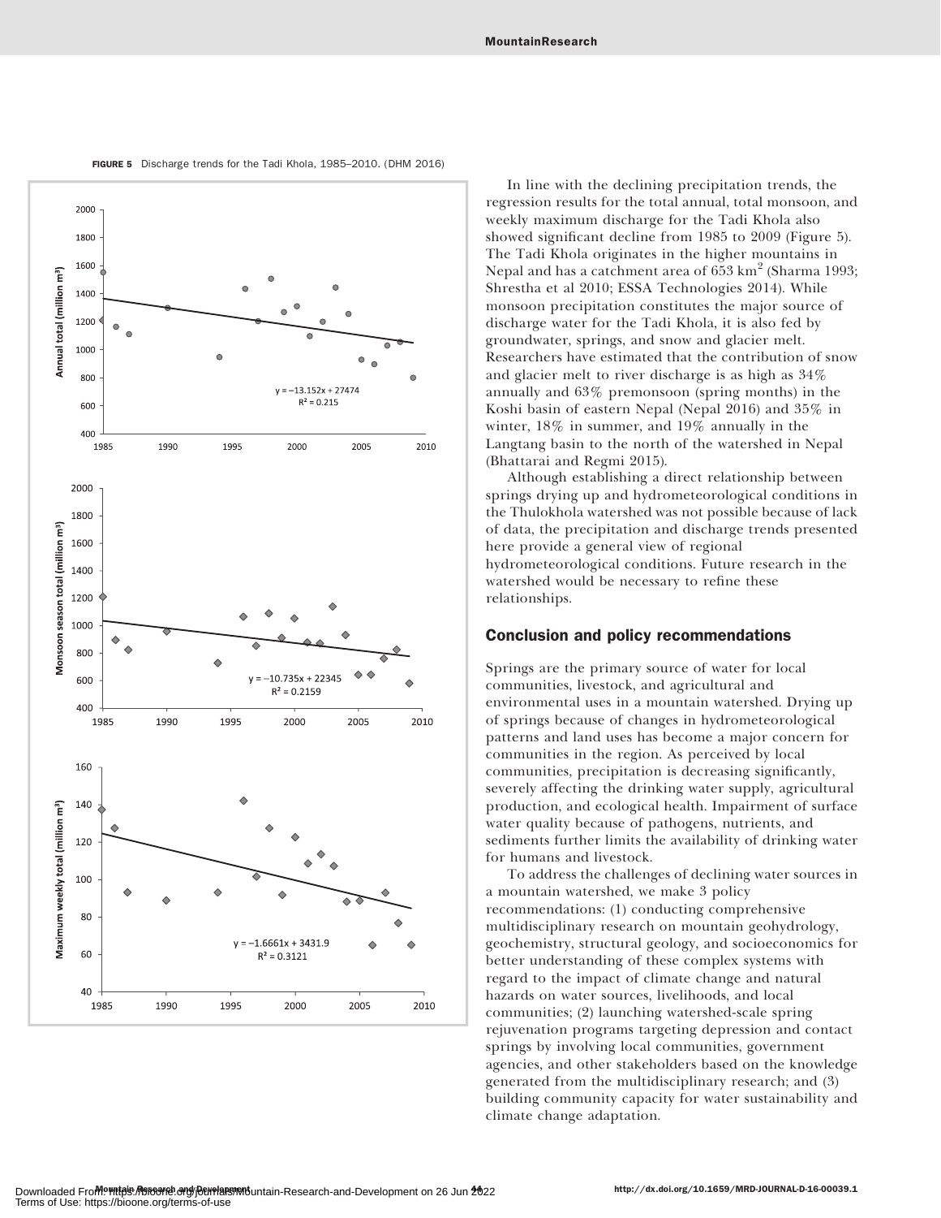FIGURE 5 Discharge trends for the Tadi Khola, 1985–2010. (DHM 2016)

In line with the declining precipitation trends, the regression results for the total annual, total monsoon, and weekly maximum discharge for the Tadi Khola also showed significant decline from 1985 to 2009 (Figure 5). The Tadi Khola originates in the higher mountains in Nepal and has a catchment area of 653 $km^2$ (Sharma 1993; Shrestha et al 2010; ESSA Technologies 2014). While monsoon precipitation constitutes the major source of discharge water for the Tadi Khola, it is also fed by groundwater, springs, and snow and glacier melt. Researchers have estimated that the contribution of snow and glacier melt to river discharge is as high as 34% annually and 63% premonsoon (spring months) in the Koshi basin of eastern Nepal (Nepal 2016) and 35% in winter, 18% in summer, and 19% annually in the Langtang basin to the north of the watershed in Nepal (Bhattarai and Regmi 2015).

Although establishing a direct relationship between springs drying up and hydrometeorological conditions in the Thulokhola watershed was not possible because of lack of data, the precipitation and discharge trends presented here provide a general view of regional hydrometeorological conditions. Future research in the watershed would be necessary to refine these relationships.

## Conclusion and policy recommendations

Springs are the primary source of water for local communities, livestock, and agricultural and environmental uses in a mountain watershed. Drying up of springs because of changes in hydrometeorological patterns and land uses has become a major concern for communities in the region. As perceived by local communities, precipitation is decreasing significantly, severely affecting the drinking water supply, agricultural production, and ecological health. Impairment of surface water quality because of pathogens, nutrients, and sediments further limits the availability of drinking water for humans and livestock.

To address the challenges of declining water sources in a mountain watershed, we make 3 policy recommendations: (1) conducting comprehensive multidisciplinary research on mountain geohydrology, geochemistry, structural geology, and socioeconomics for better understanding of these complex systems with regard to the impact of climate change and natural hazards on water sources, livelihoods, and local communities; (2) launching watershed-scale spring rejuvenation programs targeting depression and contact springs by involving local communities, government agencies, and other stakeholders based on the knowledge generated from the multidisciplinary research; and (3) building community capacity for water sustainability and climate change adaptation.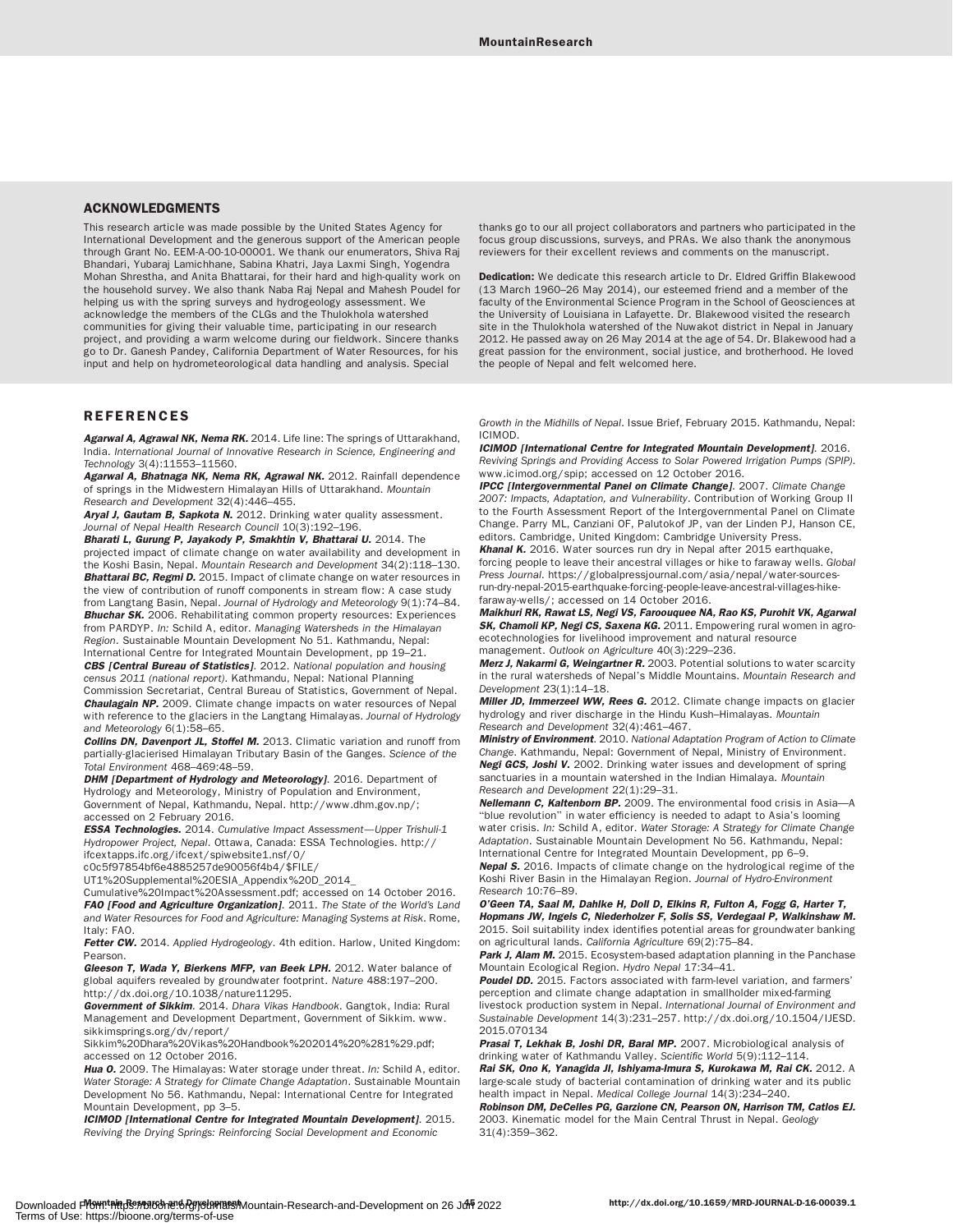## ACKNOWLEDGMENTS

This research article was made possible by the United States Agency for International Development and the generous support of the American people through Grant No. EEM-A-00-10-00001. We thank our enumerators, Shiva Raj Bhandari, Yubaraj Lamichhane, Sabina Khatri, Jaya Laxmi Singh, Yogendra Mohan Shrestha, and Anita Bhattarai, for their hard and high-quality work on the household survey. We also thank Naba Raj Nepal and Mahesh Poudel for helping us with the spring surveys and hydrogeology assessment. We acknowledge the members of the CLGs and the Thulokhola watershed communities for giving their valuable time, participating in our research project, and providing a warm welcome during our fieldwork. Sincere thanks go to Dr. Ganesh Pandey, California Department of Water Resources, for his input and help on hydrometeorological data handling and analysis. Special thanks go to our all project collaborators and partners who participated in the focus group discussions, surveys, and PRAs. We also thank the anonymous reviewers for their excellent reviews and comments on the manuscript.

**Dedication:** We dedicate this research article to Dr. Eldred Griffin Blakewood (13 March 1960–26 May 2014), our esteemed friend and a member of the faculty of the Environmental Science Program in the School of Geosciences at the University of Louisiana in Lafayette. Dr. Blakewood visited the research site in the Thulokhola watershed of the Nuwakot district in Nepal in January 2012. He passed away on 26 May 2014 at the age of 54. Dr. Blakewood had a great passion for the environment, social justice, and brotherhood. He loved the people of Nepal and felt welcomed here.

## REFERENCES

***Agarwal A, Agrawal NK, Nema RK.*** 2014. Life line: The springs of Uttarakhand, India. *International Journal of Innovative Research in Science, Engineering and Technology* 3(4):11553–11560.

***Agarwal A, Bhatnaga NK, Nema RK, Agrawal NK.*** 2012. Rainfall dependence of springs in the Midwestern Himalayan Hills of Uttarakhand. *Mountain Research and Development* 32(4):446–455.

***Aryal J, Gautam B, Sapkota N.*** 2012. Drinking water quality assessment. *Journal of Nepal Health Research Council* 10(3):192–196.

***Bharati L, Gurung P, Jayakody P, Smakhtin V, Bhattarai U.*** 2014. The projected impact of climate change on water availability and development in the Koshi Basin, Nepal. *Mountain Research and Development* 34(2):118–130.

***Bhattarai BC, Regmi D.*** 2015. Impact of climate change on water resources in the view of contribution of runoff components in stream flow: A case study from Langtang Basin, Nepal. *Journal of Hydrology and Meteorology* 9(1):74–84.

***Bhuchar SK.*** 2006. Rehabilitating common property resources: Experiences from PARDYP. *In:* Schild A, editor. *Managing Watersheds in the Himalayan Region*. Sustainable Mountain Development No 51. Kathmandu, Nepal: International Centre for Integrated Mountain Development, pp 19–21.

***CBS [Central Bureau of Statistics]***. 2012. *National population and housing census 2011 (national report)*. Kathmandu, Nepal: National Planning Commission Secretariat, Central Bureau of Statistics, Government of Nepal.

***Chaulagain NP.*** 2009. Climate change impacts on water resources of Nepal with reference to the glaciers in the Langtang Himalayas. *Journal of Hydrology and Meteorology* 6(1):58–65.

***Collins DN, Davenport JL, Stoffel M.*** 2013. Climatic variation and runoff from partially-glacierised Himalayan Tributary Basin of the Ganges. *Science of the Total Environment* 468–469:48–59.

***DHM [Department of Hydrology and Meteorology]***. 2016. Department of Hydrology and Meteorology, Ministry of Population and Environment, Government of Nepal, Kathmandu, Nepal. http://www.dhm.gov.np/; accessed on 2 February 2016.

***ESSA Technologies.*** 2014. *Cumulative Impact Assessment—Upper Trishuli-1 Hydropower Project, Nepal*. Ottawa, Canada: ESSA Technologies. http://ifcextapps.ifc.org/ifcext/spiwebsite1.nsf/0/c0c5f97854bf6e4885257de90056f4b4/$FILE/UT1%20Supplemental%20ESIA_Appendix%20D_2014_Cumulative%20Impact%20Assessment.pdf; accessed on 14 October 2016.

***FAO [Food and Agriculture Organization]***. 2011. *The State of the World's Land and Water Resources for Food and Agriculture: Managing Systems at Risk*. Rome, Italy: FAO.

***Fetter CW.*** 2014. *Applied Hydrogeology*. 4th edition. Harlow, United Kingdom: Pearson.

***Gleeson T, Wada Y, Bierkens MFP, van Beek LPH.*** 2012. Water balance of global aquifers revealed by groundwater footprint. *Nature* 488:197–200. http://dx.doi.org/10.1038/nature11295.

***Government of Sikkim***. 2014. *Dhara Vikas Handbook*. Gangtok, India: Rural Management and Development Department, Government of Sikkim. www.sikkimsprings.org/dv/report/Sikkim%20Dhara%20Vikas%20Handbook%202014%20%281%29.pdf; accessed on 12 October 2016.

***Hua O.*** 2009. The Himalayas: Water storage under threat. *In:* Schild A, editor. *Water Storage: A Strategy for Climate Change Adaptation*. Sustainable Mountain Development No 56. Kathmandu, Nepal: International Centre for Integrated Mountain Development, pp 3–5.

***ICIMOD [International Centre for Integrated Mountain Development]***. 2015. *Reviving the Drying Springs: Reinforcing Social Development and Economic Growth in the Midhills of Nepal*. Issue Brief, February 2015. Kathmandu, Nepal: ICIMOD.

***ICIMOD [International Centre for Integrated Mountain Development]***. 2016. *Reviving Springs and Providing Access to Solar Powered Irrigation Pumps (SPIP)*. www.icimod.org/spip; accessed on 12 October 2016.

***IPCC [Intergovernmental Panel on Climate Change]***. 2007. *Climate Change 2007: Impacts, Adaptation, and Vulnerability*. Contribution of Working Group II to the Fourth Assessment Report of the Intergovernmental Panel on Climate Change. Parry ML, Canziani OF, Palutokof JP, van der Linden PJ, Hanson CE, editors. Cambridge, United Kingdom: Cambridge University Press.

***Khanal K.*** 2016. Water sources run dry in Nepal after 2015 earthquake, forcing people to leave their ancestral villages or hike to faraway wells. *Global Press Journal*. https://globalpressjournal.com/asia/nepal/water-sources-run-dry-nepal-2015-earthquake-forcing-people-leave-ancestral-villages-hike-faraway-wells/; accessed on 14 October 2016.

***Maikhuri RK, Rawat LS, Negi VS, Farooquee NA, Rao KS, Purohit VK, Agarwal SK, Chamoli KP, Negi CS, Saxena KG.*** 2011. Empowering rural women in agro-ecotechnologies for livelihood improvement and natural resource management. *Outlook on Agriculture* 40(3):229–236.

***Merz J, Nakarmi G, Weingartner R.*** 2003. Potential solutions to water scarcity in the rural watersheds of Nepal's Middle Mountains. *Mountain Research and Development* 23(1):14–18.

***Miller JD, Immerzeel WW, Rees G.*** 2012. Climate change impacts on glacier hydrology and river discharge in the Hindu Kush–Himalayas. *Mountain Research and Development* 32(4):461–467.

***Ministry of Environment***. 2010. *National Adaptation Program of Action to Climate Change*. Kathmandu, Nepal: Government of Nepal, Ministry of Environment.

***Negi GCS, Joshi V.*** 2002. Drinking water issues and development of spring sanctuaries in a mountain watershed in the Indian Himalaya. *Mountain Research and Development* 22(1):29–31.

***Nellemann C, Kaltenborn BP.*** 2009. The environmental food crisis in Asia—A "blue revolution" in water efficiency is needed to adapt to Asia's looming water crisis. *In:* Schild A, editor. *Water Storage: A Strategy for Climate Change Adaptation*. Sustainable Mountain Development No 56. Kathmandu, Nepal: International Centre for Integrated Mountain Development, pp 6–9.

***Nepal S.*** 2016. Impacts of climate change on the hydrological regime of the Koshi River Basin in the Himalayan Region. *Journal of Hydro-Environment Research* 10:76–89.

***O'Geen TA, Saal M, Dahlke H, Doll D, Elkins R, Fulton A, Fogg G, Harter T, Hopmans JW, Ingels C, Niederholzer F, Solis SS, Verdegaal P, Walkinshaw M.*** 2015. Soil suitability index identifies potential areas for groundwater banking on agricultural lands. *California Agriculture* 69(2):75–84.

***Park J, Alam M.*** 2015. Ecosystem-based adaptation planning in the Panchase Mountain Ecological Region. *Hydro Nepal* 17:34–41.

***Poudel DD.*** 2015. Factors associated with farm-level variation, and farmers' perception and climate change adaptation in smallholder mixed-farming livestock production system in Nepal. *International Journal of Environment and Sustainable Development* 14(3):231–257. http://dx.doi.org/10.1504/IJESD.2015.070134

***Prasai T, Lekhak B, Joshi DR, Baral MP.*** 2007. Microbiological analysis of drinking water of Kathmandu Valley. *Scientific World* 5(9):112–114.

***Rai SK, Ono K, Yanagida JI, Ishiyama-Imura S, Kurokawa M, Rai CK.*** 2012. A large-scale study of bacterial contamination of drinking water and its public health impact in Nepal. *Medical College Journal* 14(3):234–240.

***Robinson DM, DeCelles PG, Garzione CN, Pearson ON, Harrison TM, Catlos EJ.*** 2003. Kinematic model for the Main Central Thrust in Nepal. *Geology* 31(4):359–362.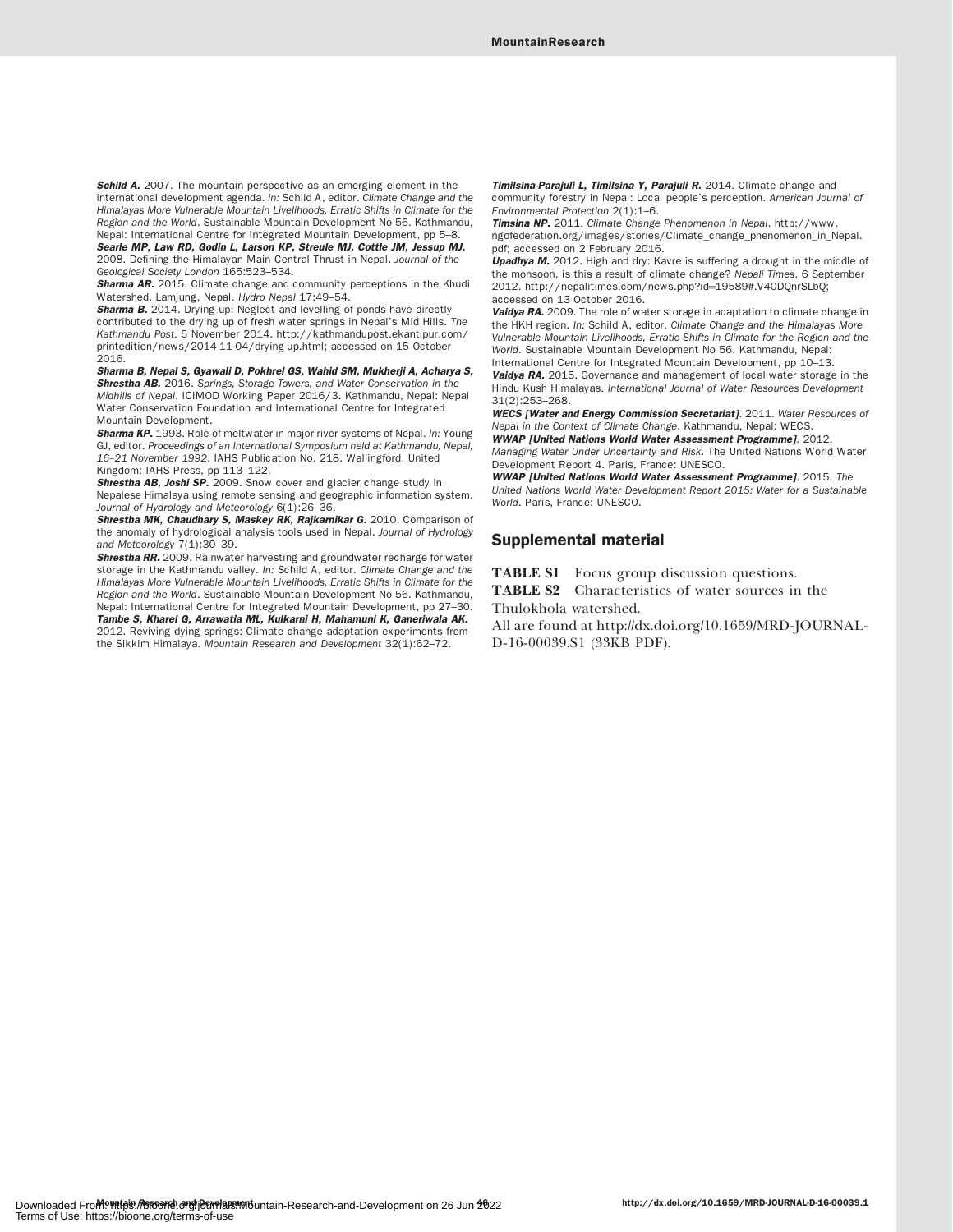**Schild A.** 2007. The mountain perspective as an emerging element in the international development agenda. *In:* Schild A, editor. *Climate Change and the Himalayas More Vulnerable Mountain Livelihoods, Erratic Shifts in Climate for the Region and the World*. Sustainable Mountain Development No 56. Kathmandu, Nepal: International Centre for Integrated Mountain Development, pp 5–8.

**Searle MP, Law RD, Godin L, Larson KP, Streule MJ, Cottle JM, Jessup MJ.** 2008. Defining the Himalayan Main Central Thrust in Nepal. *Journal of the Geological Society London* 165:523–534.

**Sharma AR.** 2015. Climate change and community perceptions in the Khudi Watershed, Lamjung, Nepal. *Hydro Nepal* 17:49–54.

**Sharma B.** 2014. Drying up: Neglect and levelling of ponds have directly contributed to the drying up of fresh water springs in Nepal's Mid Hills. *The Kathmandu Post*. 5 November 2014. http://kathmandupost.ekantipur.com/printedition/news/2014-11-04/drying-up.html; accessed on 15 October 2016.

**Sharma B, Nepal S, Gyawali D, Pokhrel GS, Wahid SM, Mukherji A, Acharya S, Shrestha AB.** 2016. *Springs, Storage Towers, and Water Conservation in the Midhills of Nepal*. ICIMOD Working Paper 2016/3. Kathmandu, Nepal: Nepal Water Conservation Foundation and International Centre for Integrated Mountain Development.

**Sharma KP.** 1993. Role of meltwater in major river systems of Nepal. *In:* Young GJ, editor. *Proceedings of an International Symposium held at Kathmandu, Nepal, 16–21 November 1992*. IAHS Publication No. 218. Wallingford, United Kingdom: IAHS Press, pp 113–122.

**Shrestha AB, Joshi SP.** 2009. Snow cover and glacier change study in Nepalese Himalaya using remote sensing and geographic information system. *Journal of Hydrology and Meteorology* 6(1):26–36.

**Shrestha MK, Chaudhary S, Maskey RK, Rajkarnikar G.** 2010. Comparison of the anomaly of hydrological analysis tools used in Nepal. *Journal of Hydrology and Meteorology* 7(1):30–39.

**Shrestha RR.** 2009. Rainwater harvesting and groundwater recharge for water storage in the Kathmandu valley. *In:* Schild A, editor. *Climate Change and the Himalayas More Vulnerable Mountain Livelihoods, Erratic Shifts in Climate for the Region and the World*. Sustainable Mountain Development No 56. Kathmandu, Nepal: International Centre for Integrated Mountain Development, pp 27–30.

**Tambe S, Kharel G, Arrawatia ML, Kulkarni H, Mahamuni K, Ganeriwala AK.** 2012. Reviving dying springs: Climate change adaptation experiments from the Sikkim Himalaya. *Mountain Research and Development* 32(1):62–72.

**Timilsina-Parajuli L, Timilsina Y, Parajuli R.** 2014. Climate change and community forestry in Nepal: Local people's perception. *American Journal of Environmental Protection* 2(1):1–6.

**Timsina NP.** 2011. *Climate Change Phenomenon in Nepal*. http://www.ngofederation.org/images/stories/Climate_change_phenomenon_in_Nepal.pdf; accessed on 2 February 2016.

**Upadhya M.** 2012. High and dry: Kavre is suffering a drought in the middle of the monsoon, is this a result of climate change? *Nepali Times*. 6 September 2012. http://nepalitimes.com/news.php?id=19589#.V40DQnrSLbQ; accessed on 13 October 2016.

**Vaidya RA.** 2009. The role of water storage in adaptation to climate change in the HKH region. *In:* Schild A, editor. *Climate Change and the Himalayas More Vulnerable Mountain Livelihoods, Erratic Shifts in Climate for the Region and the World*. Sustainable Mountain Development No 56. Kathmandu, Nepal: International Centre for Integrated Mountain Development, pp 10–13.

**Vaidya RA.** 2015. Governance and management of local water storage in the Hindu Kush Himalayas. *International Journal of Water Resources Development* 31(2):253–268.

**WECS [Water and Energy Commission Secretariat].** 2011. *Water Resources of Nepal in the Context of Climate Change*. Kathmandu, Nepal: WECS.

**WWAP [United Nations World Water Assessment Programme].** 2012. *Managing Water Under Uncertainty and Risk*. The United Nations World Water Development Report 4. Paris, France: UNESCO.

**WWAP [United Nations World Water Assessment Programme].** 2015. *The United Nations World Water Development Report 2015: Water for a Sustainable World*. Paris, France: UNESCO.

## Supplemental material

**TABLE S1** Focus group discussion questions.

**TABLE S2** Characteristics of water sources in the Thulokhola watershed.

All are found at http://dx.doi.org/10.1659/MRD-JOURNAL-D-16-00039.S1 (33KB PDF).